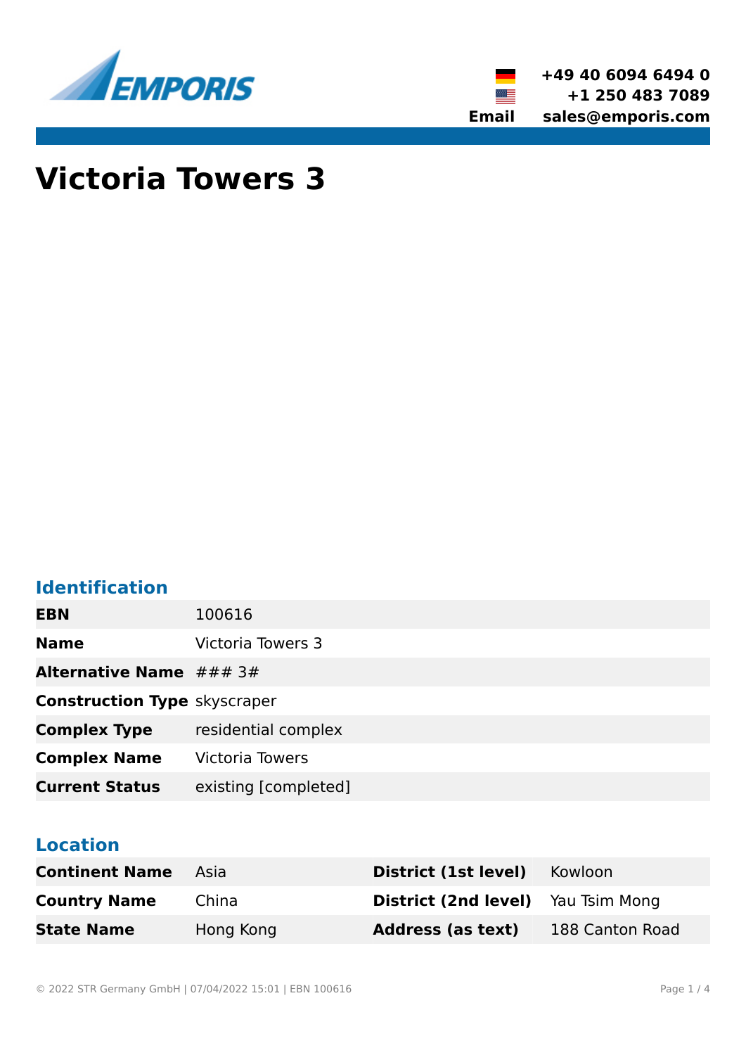+49 40 6094 6494 0
+1 250 483 7089
**Email** sales@emporis.com

# Victoria Towers 3

## Identification

| | |
|---|---|
| **EBN** | 100616 |
| **Name** | Victoria Towers 3 |
| **Alternative Name** | ### 3# |
| **Construction Type** | skyscraper |
| **Complex Type** | residential complex |
| **Complex Name** | Victoria Towers |
| **Current Status** | existing [completed] |

## Location

| | | | |
|---|---|---|---|
| **Continent Name** | Asia | **District (1st level)** | Kowloon |
| **Country Name** | China | **District (2nd level)** | Yau Tsim Mong |
| **State Name** | Hong Kong | **Address (as text)** | 188 Canton Road |

© 2022 STR Germany GmbH | 07/04/2022 15:01 | EBN 100616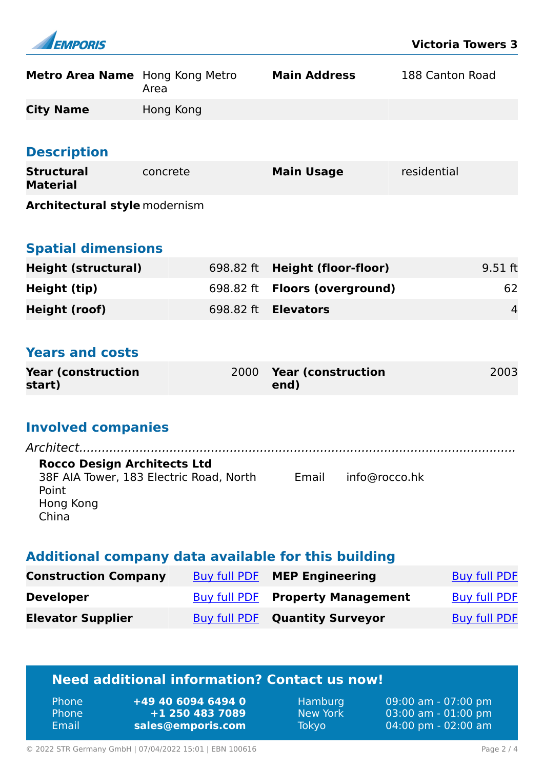| | | | |
|---|---|---|---|
| **Metro Area Name** | Hong Kong Metro Area | **Main Address** | 188 Canton Road |
| **City Name** | Hong Kong | | |

## Description

| | | | |
|---|---|---|---|
| **Structural Material** | concrete | **Main Usage** | residential |
| **Architectural style** | modernism | | |

## Spatial dimensions

| | | | |
|---|---|---|---|
| **Height (structural)** | 698.82 ft | **Height (floor-floor)** | 9.51 ft |
| **Height (tip)** | 698.82 ft | **Floors (overground)** | 62 |
| **Height (roof)** | 698.82 ft | **Elevators** | 4 |

## Years and costs

| | | | |
|---|---|---|---|
| **Year (construction start)** | 2000 | **Year (construction end)** | 2003 |

## Involved companies

*Architect*

**Rocco Design Architects Ltd**
38F AIA Tower, 183 Electric Road, North Point
Hong Kong
China

Email info@rocco.hk

## Additional company data available for this building

| | | | |
|---|---|---|---|
| **Construction Company** | Buy full PDF | **MEP Engineering** | Buy full PDF |
| **Developer** | Buy full PDF | **Property Management** | Buy full PDF |
| **Elevator Supplier** | Buy full PDF | **Quantity Surveyor** | Buy full PDF |

## Need additional information? Contact us now!

| | | | |
|---|---|---|---|
| Phone | **+49 40 6094 6494 0** | Hamburg | 09:00 am - 07:00 pm |
| Phone | **+1 250 483 7089** | New York | 03:00 am - 01:00 pm |
| Email | **sales@emporis.com** | Tokyo | 04:00 pm - 02:00 am |

© 2022 STR Germany GmbH | 07/04/2022 15:01 | EBN 100616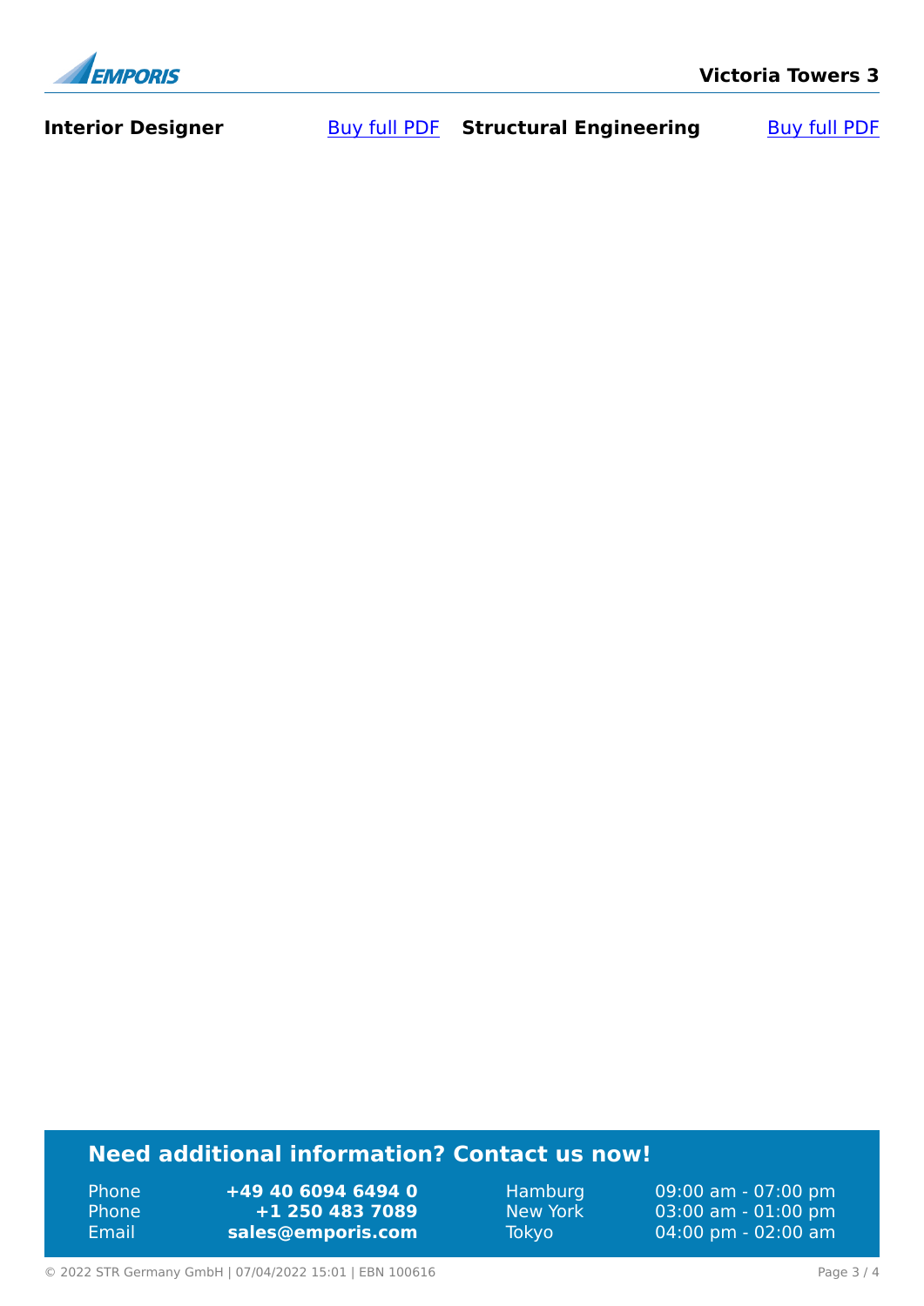**Interior Designer** [Buy full PDF]

**Structural Engineering** [Buy full PDF]

## Need additional information? Contact us now!

| | | | |
|---|---|---|---|
| Phone | **+49 40 6094 6494 0** | Hamburg | 09:00 am - 07:00 pm |
| Phone | **+1 250 483 7089** | New York | 03:00 am - 01:00 pm |
| Email | **sales@emporis.com** | Tokyo | 04:00 pm - 02:00 am |

© 2022 STR Germany GmbH | 07/04/2022 15:01 | EBN 100616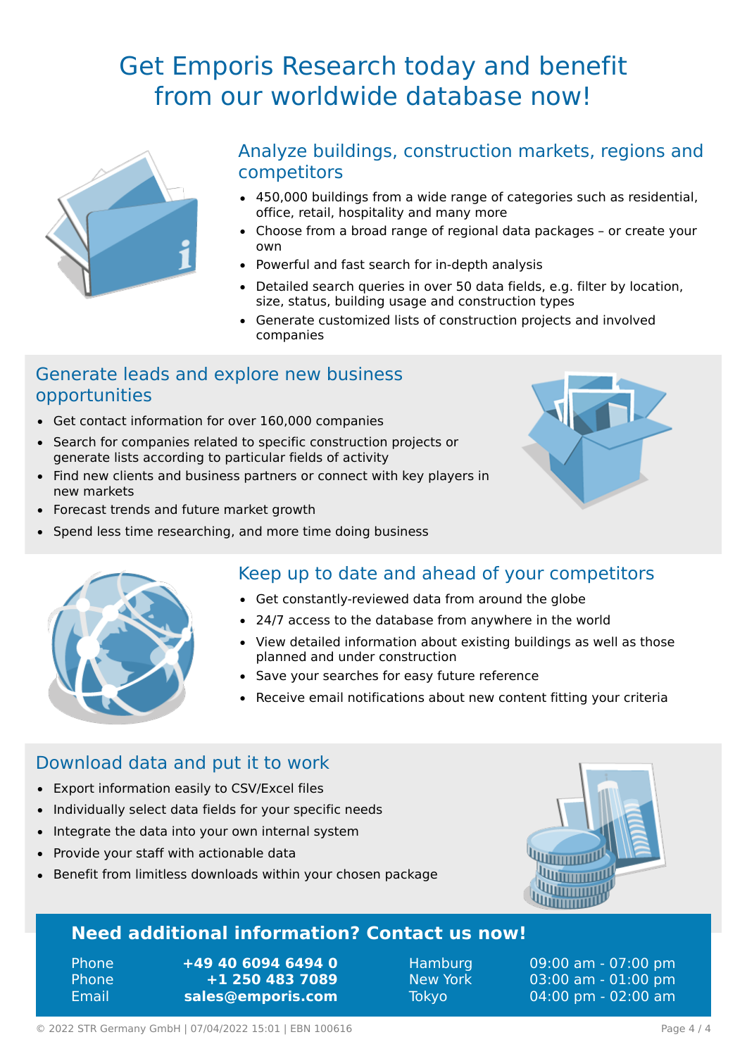# Get Emporis Research today and benefit from our worldwide database now!

## Analyze buildings, construction markets, regions and competitors

- 450,000 buildings from a wide range of categories such as residential, office, retail, hospitality and many more
- Choose from a broad range of regional data packages – or create your own
- Powerful and fast search for in-depth analysis
- Detailed search queries in over 50 data fields, e.g. filter by location, size, status, building usage and construction types
- Generate customized lists of construction projects and involved companies

## Generate leads and explore new business opportunities

- Get contact information for over 160,000 companies
- Search for companies related to specific construction projects or generate lists according to particular fields of activity
- Find new clients and business partners or connect with key players in new markets
- Forecast trends and future market growth
- Spend less time researching, and more time doing business

## Keep up to date and ahead of your competitors

- Get constantly-reviewed data from around the globe
- 24/7 access to the database from anywhere in the world
- View detailed information about existing buildings as well as those planned and under construction
- Save your searches for easy future reference
- Receive email notifications about new content fitting your criteria

## Download data and put it to work

- Export information easily to CSV/Excel files
- Individually select data fields for your specific needs
- Integrate the data into your own internal system
- Provide your staff with actionable data
- Benefit from limitless downloads within your chosen package

### Need additional information? Contact us now!

| | | | |
|---|---|---|---|
| Phone | **+49 40 6094 6494 0** | Hamburg | 09:00 am - 07:00 pm |
| Phone | **+1 250 483 7089** | New York | 03:00 am - 01:00 pm |
| Email | **sales@emporis.com** | Tokyo | 04:00 pm - 02:00 am |

© 2022 STR Germany GmbH | 07/04/2022 15:01 | EBN 100616